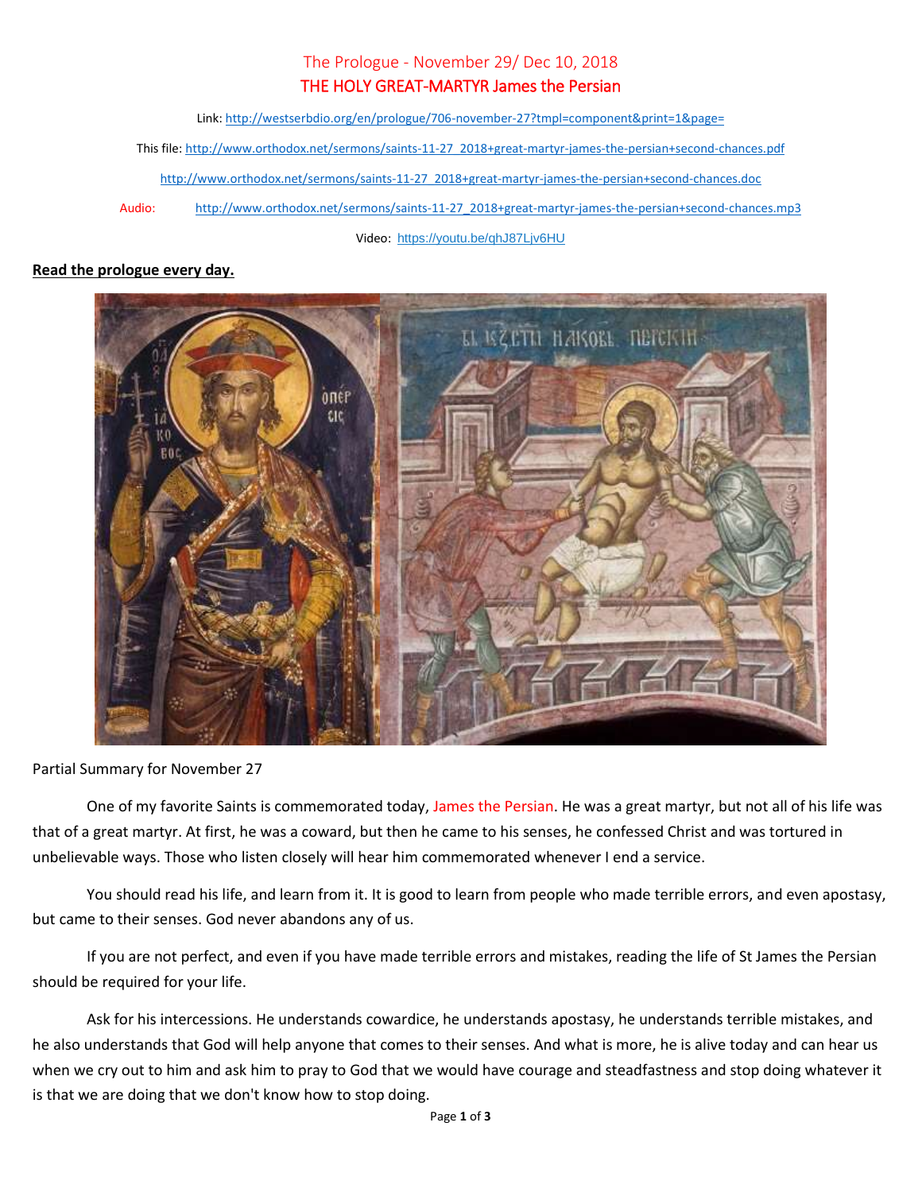# The Prologue - November 29/ Dec 10, 2018

## THE HOLY GREAT-MARTYR James the Persian

Link: http://westserbdio.org/en/prologue/706-november-27?tmpl=component&print=1&page=

This file: http://www.orthodox.net/sermons/saints-11-27_2018+great-martyr-james-the-persian+second-chances.pdf

http://www.orthodox.net/sermons/saints-11-27_2018+great-martyr-james-the-persian+second-chances.doc

Audio: http://www.orthodox.net/sermons/saints-11-27_2018+great-martyr-james-the-persian+second-chances.mp3

Video: https://youtu.be/qhJ87Ljv6HU

**Read the prologue every day.**

Partial Summary for November 27

One of my favorite Saints is commemorated today, James the Persian. He was a great martyr, but not all of his life was that of a great martyr. At first, he was a coward, but then he came to his senses, he confessed Christ and was tortured in unbelievable ways. Those who listen closely will hear him commemorated whenever I end a service.

You should read his life, and learn from it. It is good to learn from people who made terrible errors, and even apostasy, but came to their senses. God never abandons any of us.

If you are not perfect, and even if you have made terrible errors and mistakes, reading the life of St James the Persian should be required for your life.

Ask for his intercessions. He understands cowardice, he understands apostasy, he understands terrible mistakes, and he also understands that God will help anyone that comes to their senses. And what is more, he is alive today and can hear us when we cry out to him and ask him to pray to God that we would have courage and steadfastness and stop doing whatever it is that we are doing that we don't know how to stop doing.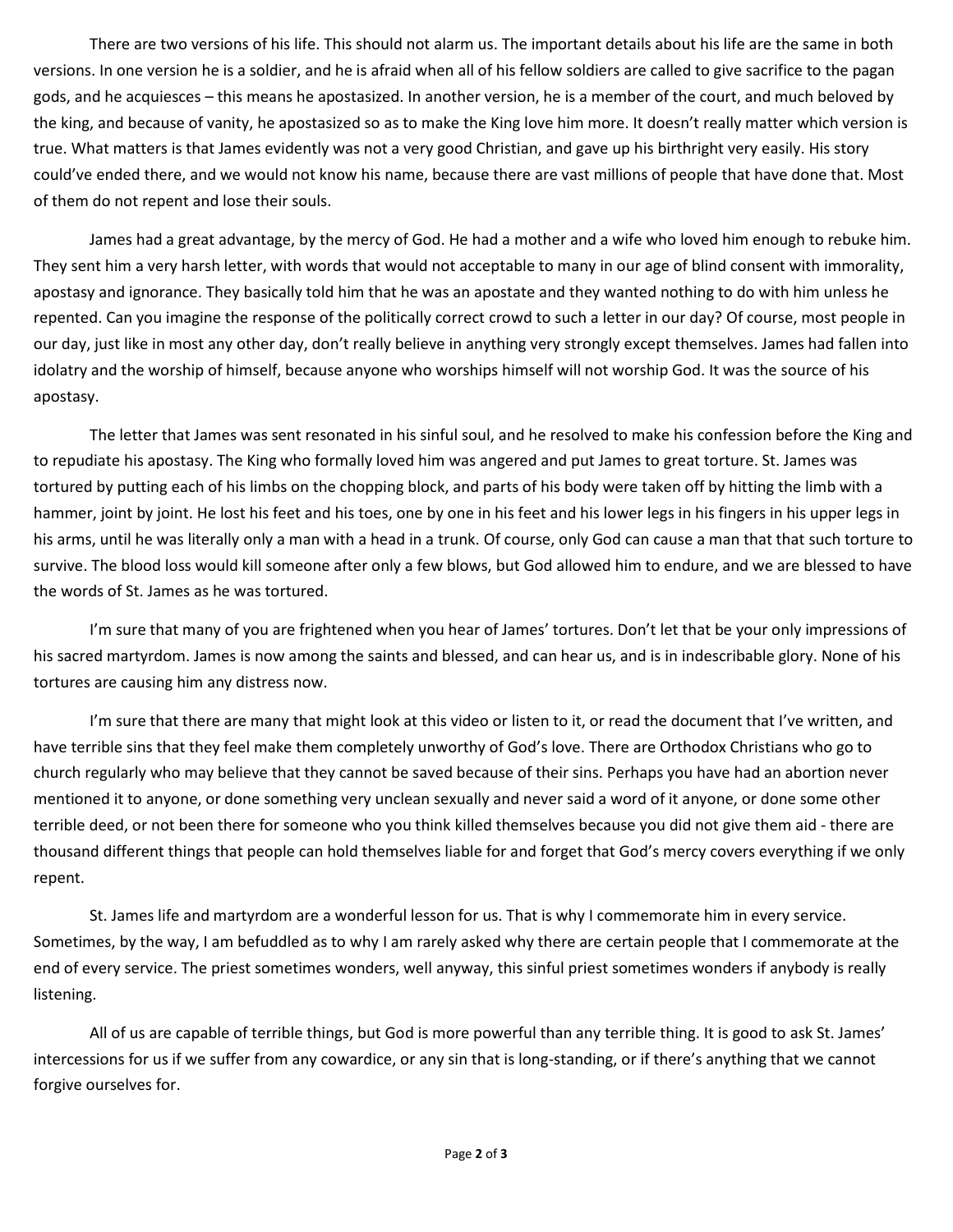There are two versions of his life. This should not alarm us. The important details about his life are the same in both versions. In one version he is a soldier, and he is afraid when all of his fellow soldiers are called to give sacrifice to the pagan gods, and he acquiesces – this means he apostasized. In another version, he is a member of the court, and much beloved by the king, and because of vanity, he apostasized so as to make the King love him more. It doesn't really matter which version is true. What matters is that James evidently was not a very good Christian, and gave up his birthright very easily. His story could've ended there, and we would not know his name, because there are vast millions of people that have done that. Most of them do not repent and lose their souls.

James had a great advantage, by the mercy of God. He had a mother and a wife who loved him enough to rebuke him. They sent him a very harsh letter, with words that would not acceptable to many in our age of blind consent with immorality, apostasy and ignorance. They basically told him that he was an apostate and they wanted nothing to do with him unless he repented. Can you imagine the response of the politically correct crowd to such a letter in our day? Of course, most people in our day, just like in most any other day, don't really believe in anything very strongly except themselves. James had fallen into idolatry and the worship of himself, because anyone who worships himself will not worship God. It was the source of his apostasy.

The letter that James was sent resonated in his sinful soul, and he resolved to make his confession before the King and to repudiate his apostasy. The King who formally loved him was angered and put James to great torture. St. James was tortured by putting each of his limbs on the chopping block, and parts of his body were taken off by hitting the limb with a hammer, joint by joint. He lost his feet and his toes, one by one in his feet and his lower legs in his fingers in his upper legs in his arms, until he was literally only a man with a head in a trunk. Of course, only God can cause a man that that such torture to survive. The blood loss would kill someone after only a few blows, but God allowed him to endure, and we are blessed to have the words of St. James as he was tortured.

I'm sure that many of you are frightened when you hear of James' tortures. Don't let that be your only impressions of his sacred martyrdom. James is now among the saints and blessed, and can hear us, and is in indescribable glory. None of his tortures are causing him any distress now.

I'm sure that there are many that might look at this video or listen to it, or read the document that I've written, and have terrible sins that they feel make them completely unworthy of God's love. There are Orthodox Christians who go to church regularly who may believe that they cannot be saved because of their sins. Perhaps you have had an abortion never mentioned it to anyone, or done something very unclean sexually and never said a word of it anyone, or done some other terrible deed, or not been there for someone who you think killed themselves because you did not give them aid - there are thousand different things that people can hold themselves liable for and forget that God's mercy covers everything if we only repent.

St. James life and martyrdom are a wonderful lesson for us. That is why I commemorate him in every service. Sometimes, by the way, I am befuddled as to why I am rarely asked why there are certain people that I commemorate at the end of every service. The priest sometimes wonders, well anyway, this sinful priest sometimes wonders if anybody is really listening.

All of us are capable of terrible things, but God is more powerful than any terrible thing. It is good to ask St. James' intercessions for us if we suffer from any cowardice, or any sin that is long-standing, or if there's anything that we cannot forgive ourselves for.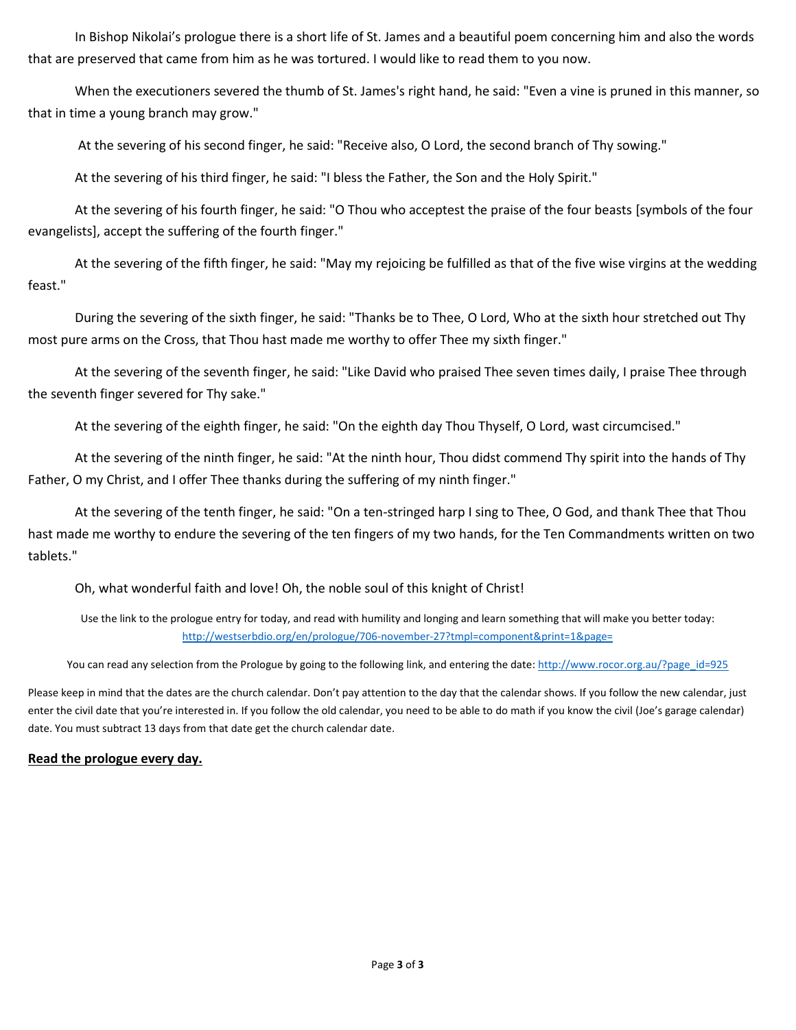In Bishop Nikolai's prologue there is a short life of St. James and a beautiful poem concerning him and also the words that are preserved that came from him as he was tortured. I would like to read them to you now.

When the executioners severed the thumb of St. James's right hand, he said: "Even a vine is pruned in this manner, so that in time a young branch may grow."

At the severing of his second finger, he said: "Receive also, O Lord, the second branch of Thy sowing."

At the severing of his third finger, he said: "I bless the Father, the Son and the Holy Spirit."

At the severing of his fourth finger, he said: "O Thou who acceptest the praise of the four beasts [symbols of the four evangelists], accept the suffering of the fourth finger."

At the severing of the fifth finger, he said: "May my rejoicing be fulfilled as that of the five wise virgins at the wedding feast."

During the severing of the sixth finger, he said: "Thanks be to Thee, O Lord, Who at the sixth hour stretched out Thy most pure arms on the Cross, that Thou hast made me worthy to offer Thee my sixth finger."

At the severing of the seventh finger, he said: "Like David who praised Thee seven times daily, I praise Thee through the seventh finger severed for Thy sake."

At the severing of the eighth finger, he said: "On the eighth day Thou Thyself, O Lord, wast circumcised."

At the severing of the ninth finger, he said: "At the ninth hour, Thou didst commend Thy spirit into the hands of Thy Father, O my Christ, and I offer Thee thanks during the suffering of my ninth finger."

At the severing of the tenth finger, he said: "On a ten-stringed harp I sing to Thee, O God, and thank Thee that Thou hast made me worthy to endure the severing of the ten fingers of my two hands, for the Ten Commandments written on two tablets."

Oh, what wonderful faith and love! Oh, the noble soul of this knight of Christ!

Use the link to the prologue entry for today, and read with humility and longing and learn something that will make you better today: http://westserbdio.org/en/prologue/706-november-27?tmpl=component&print=1&page=

You can read any selection from the Prologue by going to the following link, and entering the date: http://www.rocor.org.au/?page_id=925

Please keep in mind that the dates are the church calendar. Don't pay attention to the day that the calendar shows. If you follow the new calendar, just enter the civil date that you're interested in. If you follow the old calendar, you need to be able to do math if you know the civil (Joe's garage calendar) date. You must subtract 13 days from that date get the church calendar date.

**Read the prologue every day.**